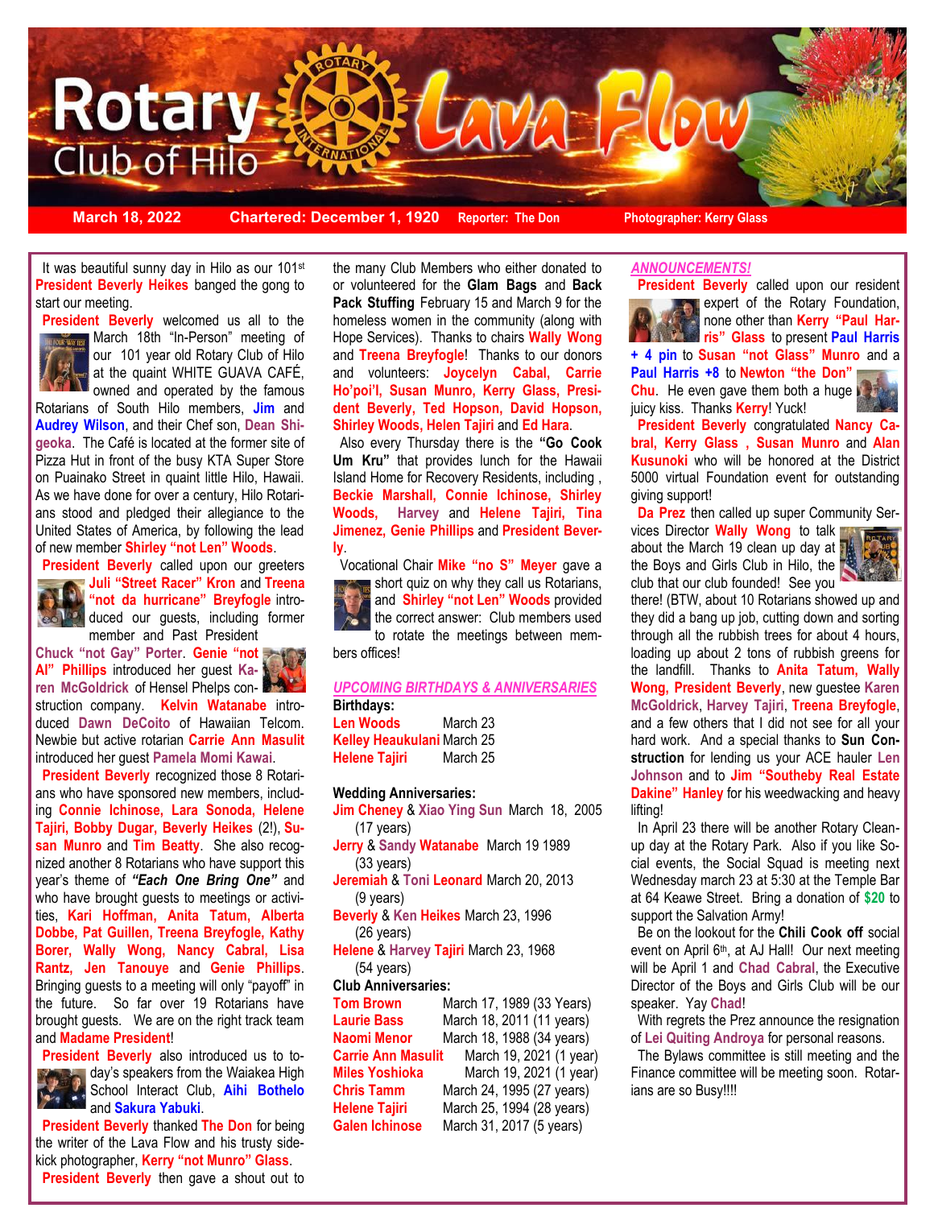# Rotary Club of Hilo Lava Flow

**March 18, 2022** | **Chartered: December 1, 1920** | **Reporter: The Don** | **Photographer: Kerry Glass**

It was beautiful sunny day in Hilo as our 101st **President Beverly Heikes** banged the gong to start our meeting.

**President Beverly** welcomed us all to the March 18th "In-Person" meeting of our 101 year old Rotary Club of Hilo at the quaint WHITE GUAVA CAFÉ, owned and operated by the famous Rotarians of South Hilo members, **Jim** and **Audrey Wilson**, and their Chef son, **Dean Shigeoka**. The Café is located at the former site of Pizza Hut in front of the busy KTA Super Store on Puainako Street in quaint little Hilo, Hawaii. As we have done for over a century, Hilo Rotarians stood and pledged their allegiance to the United States of America, by following the lead of new member **Shirley "not Len" Woods**.

**President Beverly** called upon our greeters **Juli "Street Racer" Kron** and **Treena "not da hurricane" Breyfogle** introduced our guests, including former member and Past President **Chuck "not Gay" Porter**. **Genie "not Al" Phillips** introduced her guest **Karen McGoldrick** of Hensel Phelps construction company. **Kelvin Watanabe** introduced **Dawn DeCoito** of Hawaiian Telcom. Newbie but active rotarian **Carrie Ann Masulit** introduced her guest **Pamela Momi Kawai**.

**President Beverly** recognized those 8 Rotarians who have sponsored new members, including **Connie Ichinose, Lara Sonoda, Helene Tajiri, Bobby Dugar, Beverly Heikes** (2!), **Susan Munro** and **Tim Beatty**. She also recognized another 8 Rotarians who have support this year's theme of ***"Each One Bring One"*** and who have brought guests to meetings or activities, **Kari Hoffman, Anita Tatum, Alberta Dobbe, Pat Guillen, Treena Breyfogle, Kathy Borer, Wally Wong, Nancy Cabral, Lisa Rantz, Jen Tanouye** and **Genie Phillips**. Bringing guests to a meeting will only "payoff" in the future. So far over 19 Rotarians have brought guests. We are on the right track team and **Madame President**!

**President Beverly** also introduced us to today's speakers from the Waiakea High School Interact Club, **Aihi Bothelo** and **Sakura Yabuki**.

**President Beverly** thanked **The Don** for being the writer of the Lava Flow and his trusty sidekick photographer, **Kerry "not Munro" Glass**.

**President Beverly** then gave a shout out to the many Club Members who either donated to or volunteered for the **Glam Bags** and **Back Pack Stuffing** February 15 and March 9 for the homeless women in the community (along with Hope Services). Thanks to chairs **Wally Wong** and **Treena Breyfogle**! Thanks to our donors and volunteers: **Joycelyn Cabal, Carrie Ho'poi'l, Susan Munro, Kerry Glass, President Beverly, Ted Hopson, David Hopson, Shirley Woods, Helen Tajiri** and **Ed Hara**.

Also every Thursday there is the **"Go Cook Um Kru"** that provides lunch for the Hawaii Island Home for Recovery Residents, including , **Beckie Marshall, Connie Ichinose, Shirley Woods, Harvey** and **Helene Tajiri, Tina Jimenez, Genie Phillips** and **President Beverly**.

Vocational Chair **Mike "no S" Meyer** gave a short quiz on why they call us Rotarians, and **Shirley "not Len" Woods** provided the correct answer: Club members used to rotate the meetings between members offices!

## *UPCOMING BIRTHDAYS & ANNIVERSARIES*

**Birthdays:**

| | |
|---|---|
| **Len Woods** | March 23 |
| **Kelley Heaukulani** | March 25 |
| **Helene Tajiri** | March 25 |

**Wedding Anniversaries:**

**Jim Cheney** & **Xiao Ying Sun** March 18, 2005 (17 years)
**Jerry** & **Sandy Watanabe** March 19 1989 (33 years)
**Jeremiah** & **Toni Leonard** March 20, 2013 (9 years)
**Beverly** & **Ken Heikes** March 23, 1996 (26 years)
**Helene** & **Harvey Tajiri** March 23, 1968 (54 years)

**Club Anniversaries:**

| | |
|---|---|
| **Tom Brown** | March 17, 1989 (33 Years) |
| **Laurie Bass** | March 18, 2011 (11 years) |
| **Naomi Menor** | March 18, 1988 (34 years) |
| **Carrie Ann Masulit** | March 19, 2021 (1 year) |
| **Miles Yoshioka** | March 19, 2021 (1 year) |
| **Chris Tamm** | March 24, 1995 (27 years) |
| **Helene Tajiri** | March 25, 1994 (28 years) |
| **Galen Ichinose** | March 31, 2017 (5 years) |

## *ANNOUNCEMENTS!*

**President Beverly** called upon our resident expert of the Rotary Foundation, none other than **Kerry "Paul Harris" Glass** to present **Paul Harris + 4 pin** to **Susan "not Glass" Munro** and a **Paul Harris +8** to **Newton "the Don" Chu**. He even gave them both a huge juicy kiss. Thanks **Kerry**! Yuck!

**President Beverly** congratulated **Nancy Cabral, Kerry Glass , Susan Munro** and **Alan Kusunoki** who will be honored at the District 5000 virtual Foundation event for outstanding giving support!

**Da Prez** then called up super Community Services Director **Wally Wong** to talk about the March 19 clean up day at the Boys and Girls Club in Hilo, the club that our club founded! See you there! (BTW, about 10 Rotarians showed up and they did a bang up job, cutting down and sorting through all the rubbish trees for about 4 hours, loading up about 2 tons of rubbish greens for the landfill. Thanks to **Anita Tatum, Wally Wong, President Beverly**, new guestee **Karen McGoldrick, Harvey Tajiri, Treena Breyfogle**, and a few others that I did not see for all your hard work. And a special thanks to **Sun Construction** for lending us your ACE hauler **Len Johnson** and to **Jim "Southeby Real Estate Dakine" Hanley** for his weedwacking and heavy lifting!

In April 23 there will be another Rotary Cleanup day at the Rotary Park. Also if you like Social events, the Social Squad is meeting next Wednesday march 23 at 5:30 at the Temple Bar at 64 Keawe Street. Bring a donation of **$20** to support the Salvation Army!

Be on the lookout for the **Chili Cook off** social event on April 6th, at AJ Hall! Our next meeting will be April 1 and **Chad Cabral**, the Executive Director of the Boys and Girls Club will be our speaker. Yay **Chad**!

With regrets the Prez announce the resignation of **Lei Quiting Androya** for personal reasons.

The Bylaws committee is still meeting and the Finance committee will be meeting soon. Rotarians are so Busy!!!!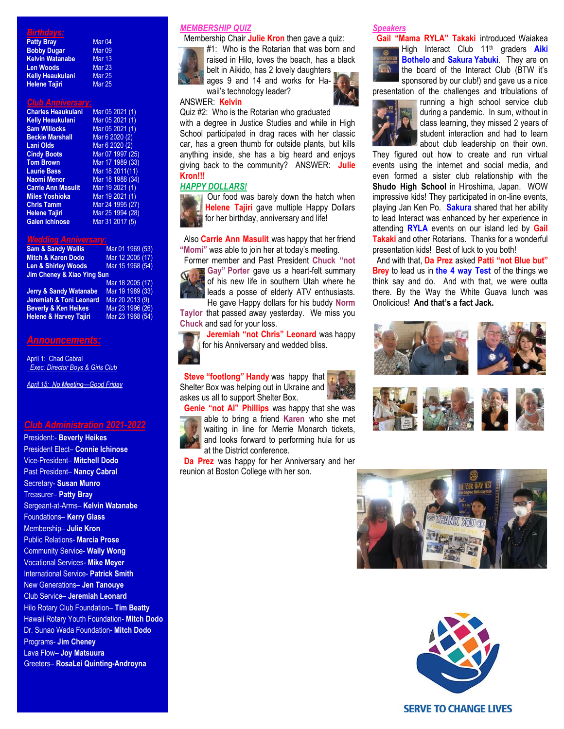## Birthdays:

| | |
|---|---|
| **Patty Bray** | Mar 04 |
| **Bobby Dugar** | Mar 09 |
| **Kelvin Watanabe** | Mar 13 |
| **Len Woods** | Mar 23 |
| **Kelly Heaukulani** | Mar 25 |
| **Helene Tajiri** | Mar 25 |

## Club Anniversary:

| | |
|---|---|
| **Charles Heaukulani** | Mar 05 2021 (1) |
| **Kelly Heaukulani** | Mar 05 2021 (1) |
| **Sam Willocks** | Mar 05 2021 (1) |
| **Beckie Marshall** | Mar 6 2020 (2) |
| **Lani Olds** | Mar 6 2020 (2) |
| **Cindy Boots** | Mar 07 1997 (25) |
| **Tom Brown** | Mar 17 1989 (33) |
| **Laurie Bass** | Mar 18 2011(11) |
| **Naomi Menor** | Mar 18 1988 (34) |
| **Carrie Ann Masulit** | Mar 19 2021 (1) |
| **Miles Yoshioka** | Mar 19 2021 (1) |
| **Chris Tamm** | Mar 24 1995 (27) |
| **Helene Tajiri** | Mar 25 1994 (28) |
| **Galen Ichinose** | Mar 31 2017 (5) |

## Wedding Anniversary:

| | |
|---|---|
| **Sam & Sandy Wallis** | Mar 01 1969 (53) |
| **Mitch & Karen Dodo** | Mar 12 2005 (17) |
| **Len & Shirley Woods** | Mar 15 1968 (54) |
| **Jim Cheney & Xiao Ying Sun** | Mar 18 2005 (17) |
| **Jerry & Sandy Watanabe** | Mar 19 1989 (33) |
| **Jeremiah & Toni Leonard** | Mar 20 2013 (9) |
| **Beverly & Ken Heikes** | Mar 23 1996 (26) |
| **Helene & Harvey Tajiri** | Mar 23 1968 (54) |

## Announcements:

April 1: Chad Cabral
*Exec. Director Boys & Girls Club*

*April 15: No Meeting—Good Friday*

## Club Administration 2021-2022

President:- **Beverly Heikes**
President Elect– **Connie Ichinose**
Vice-President– **Mitchell Dodo**
Past President– **Nancy Cabral**
Secretary- **Susan Munro**
Treasurer– **Patty Bray**
Sergeant-at-Arms– **Kelvin Watanabe**
Foundations– **Kerry Glass**
Membership– **Julie Kron**
Public Relations- **Marcia Prose**
Community Service- **Wally Wong**
Vocational Services- **Mike Meyer**
International Service- **Patrick Smith**
New Generations– **Jen Tanouye**
Club Service– **Jeremiah Leonard**
Hilo Rotary Club Foundation– **Tim Beatty**
Hawaii Rotary Youth Foundation- **Mitch Dodo**
Dr. Sunao Wada Foundation- **Mitch Dodo**
Programs- **Jim Cheney**
Lava Flow– **Joy Matsuura**
Greeters– **RosaLei Quinting-Androyna**

## MEMBERSHIP QUIZ

Membership Chair **Julie Kron** then gave a quiz:
#1: Who is the Rotarian that was born and raised in Hilo, loves the beach, has a black belt in Aikido, has 2 lovely daughters ages 9 and 14 and works for Hawaii's technology leader?
ANSWER: **Kelvin**

Quiz #2: Who is the Rotarian who graduated with a degree in Justice Studies and while in High School participated in drag races with her classic car, has a green thumb for outside plants, but kills anything inside, she has a big heard and enjoys giving back to the community? ANSWER: **Julie Kron!!!**

## HAPPY DOLLARS!

Our food was barely down the hatch when **Helene Tajiri** gave multiple Happy Dollars for her birthday, anniversary and life!

Also **Carrie Ann Masulit** was happy that her friend **"Momi"** was able to join her at today's meeting.

Former member and Past President **Chuck "not Gay" Porter** gave us a heart-felt summary of his new life in southern Utah where he leads a posse of elderly ATV enthusiasts. He gave Happy dollars for his buddy **Norm Taylor** that passed away yesterday. We miss you **Chuck** and sad for your loss.

**Jeremiah "not Chris" Leonard** was happy for his Anniversary and wedded bliss.

**Steve "footlong" Handy** was happy that Shelter Box was helping out in Ukraine and askes us all to support Shelter Box.

**Genie "not Al" Phillips** was happy that she was able to bring a friend **Karen** who she met waiting in line for Merrie Monarch tickets, and looks forward to performing hula for us at the District conference.

**Da Prez** was happy for her Anniversary and her reunion at Boston College with her son.

## Speakers

**Gail "Mama RYLA" Takaki** introduced Waiakea High Interact Club 11th graders **Aiki Bothelo** and **Sakura Yabuki**. They are on the board of the Interact Club (BTW it's sponsored by our club!) and gave us a nice presentation of the challenges and tribulations of running a high school service club during a pandemic. In sum, without in class learning, they missed 2 years of student interaction and had to learn about club leadership on their own. They figured out how to create and run virtual events using the internet and social media, and even formed a sister club relationship with the **Shudo High School** in Hiroshima, Japan. WOW impressive kids! They participated in on-line events, playing Jan Ken Po. **Sakura** shared that her ability to lead Interact was enhanced by her experience in attending **RYLA** events on our island led by **Gail Takaki** and other Rotarians. Thanks for a wonderful presentation kids! Best of luck to you both!

And with that, **Da Prez** asked **Patti "not Blue but" Brey** to lead us in **the 4 way Test** of the things we think say and do. And with that, we were outta there. By the Way the White Guava lunch was Onolicious! **And that's a fact Jack.**

SERVE TO CHANGE LIVES